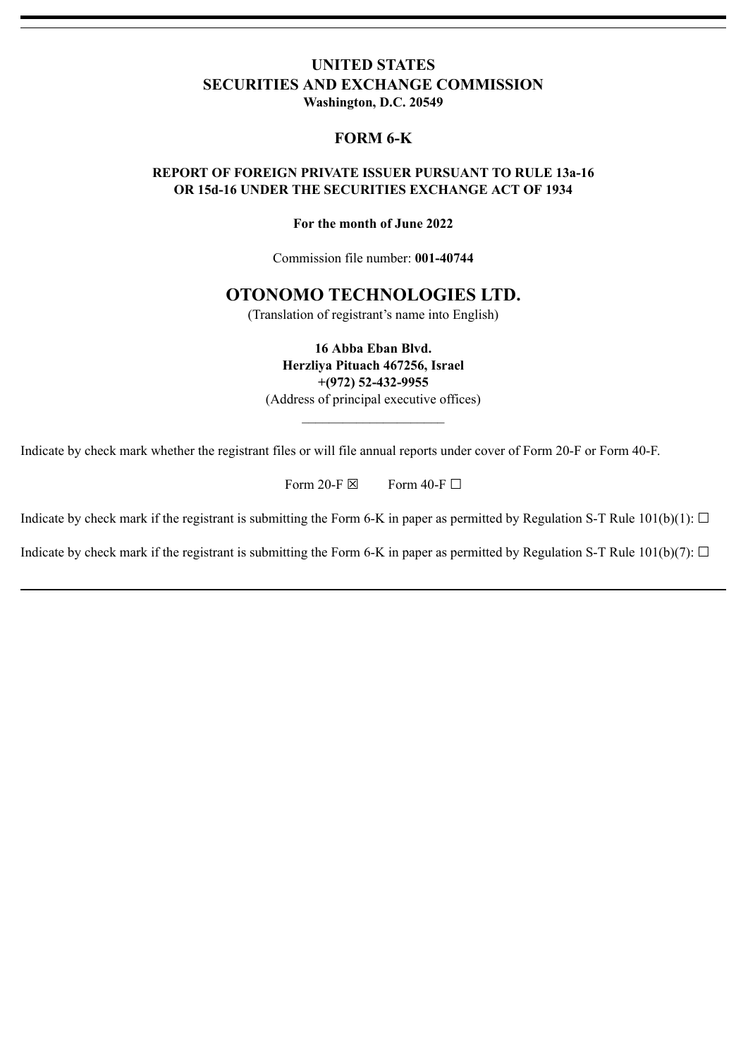# UNITED STATES
# SECURITIES AND EXCHANGE COMMISSION
**Washington, D.C. 20549**

## FORM 6-K

**REPORT OF FOREIGN PRIVATE ISSUER PURSUANT TO RULE 13a-16 OR 15d-16 UNDER THE SECURITIES EXCHANGE ACT OF 1934**

**For the month of June 2022**

Commission file number: **001-40744**

## OTONOMO TECHNOLOGIES LTD.

(Translation of registrant's name into English)

**16 Abba Eban Blvd.**
**Herzliya Pituach 467256, Israel**
**+(972) 52-432-9955**
(Address of principal executive offices)

Indicate by check mark whether the registrant files or will file annual reports under cover of Form 20-F or Form 40-F.

Form 20-F ☒ Form 40-F ☐

Indicate by check mark if the registrant is submitting the Form 6-K in paper as permitted by Regulation S-T Rule 101(b)(1): ☐

Indicate by check mark if the registrant is submitting the Form 6-K in paper as permitted by Regulation S-T Rule 101(b)(7): ☐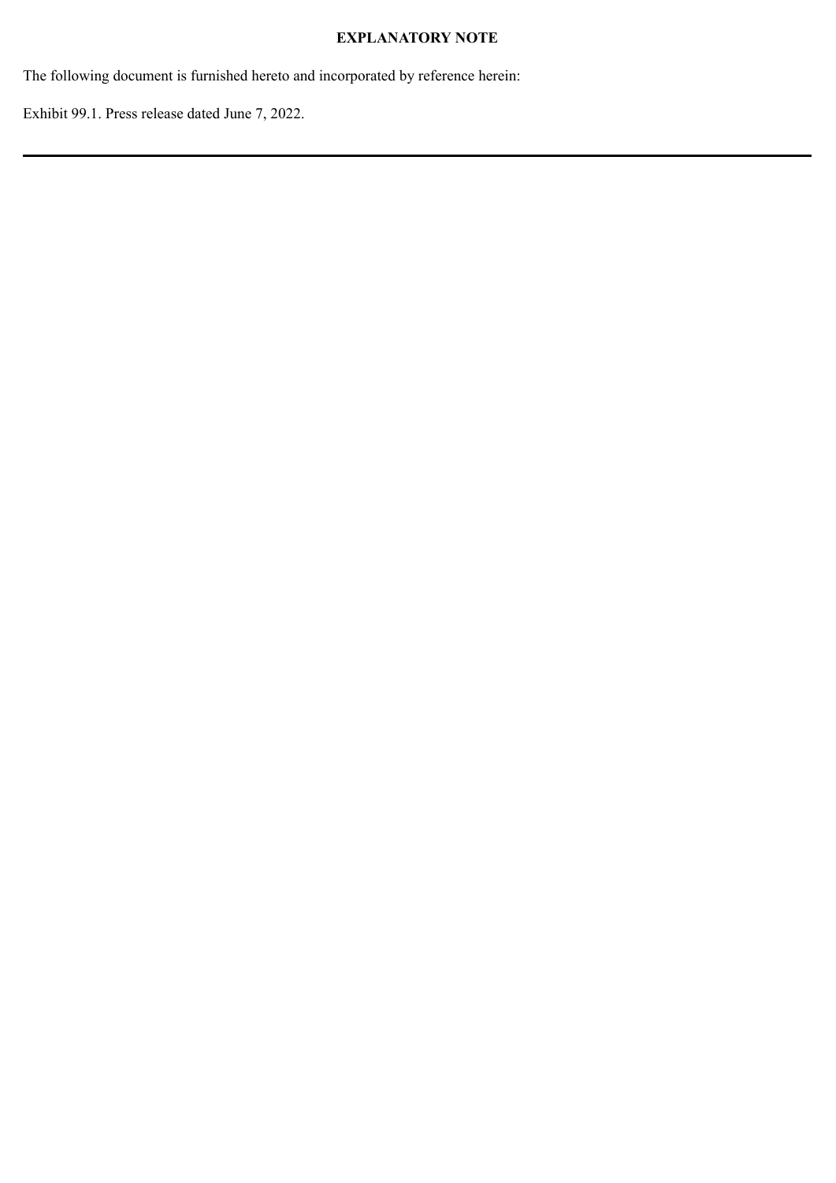# EXPLANATORY NOTE

The following document is furnished hereto and incorporated by reference herein:

Exhibit 99.1. Press release dated June 7, 2022.

---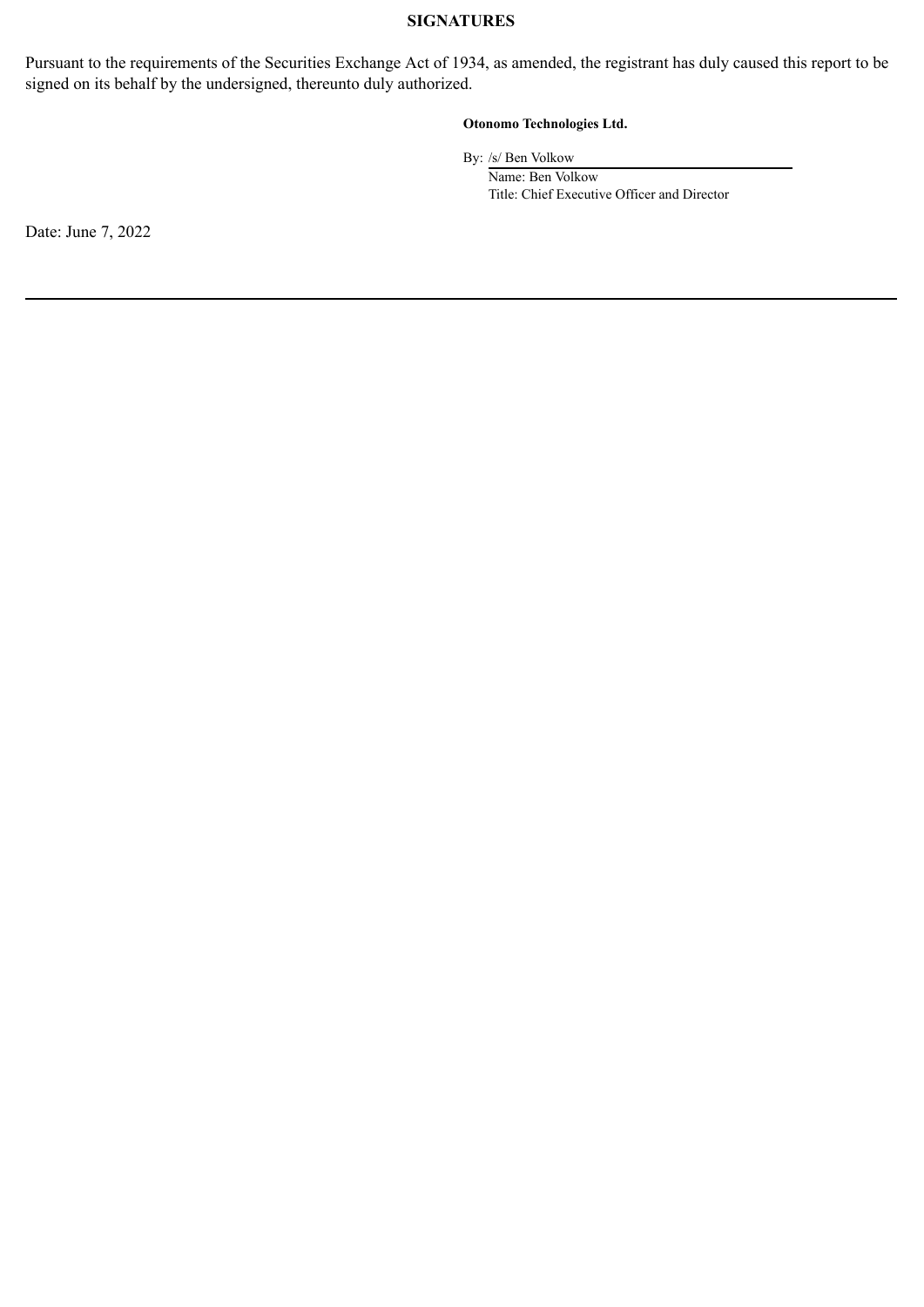## SIGNATURES

Pursuant to the requirements of the Securities Exchange Act of 1934, as amended, the registrant has duly caused this report to be signed on its behalf by the undersigned, thereunto duly authorized.

**Otonomo Technologies Ltd.**

By: /s/ Ben Volkow

Name: Ben Volkow

Title: Chief Executive Officer and Director

Date: June 7, 2022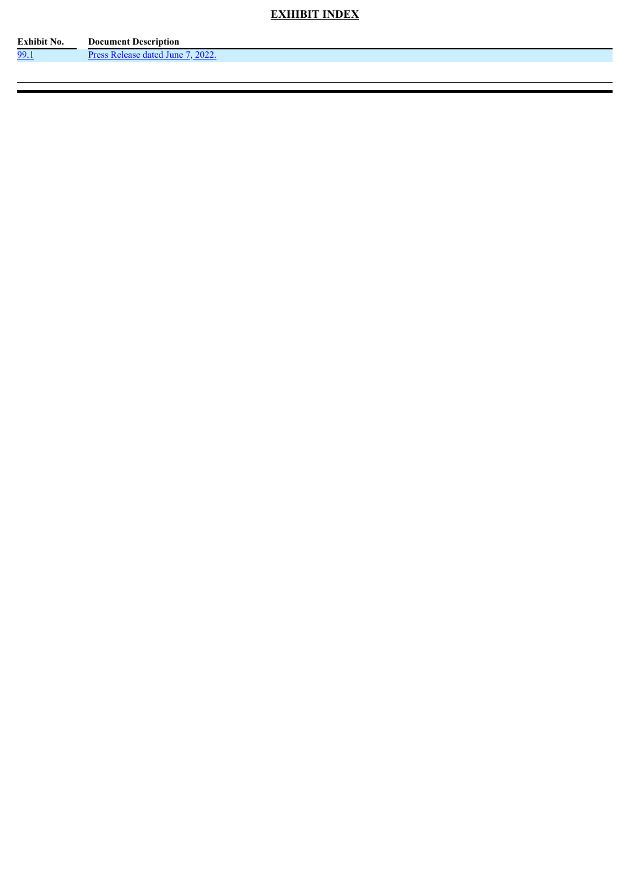## EXHIBIT INDEX

| Exhibit No. | Document Description |
| --- | --- |
| 99.1 | Press Release dated June 7, 2022. |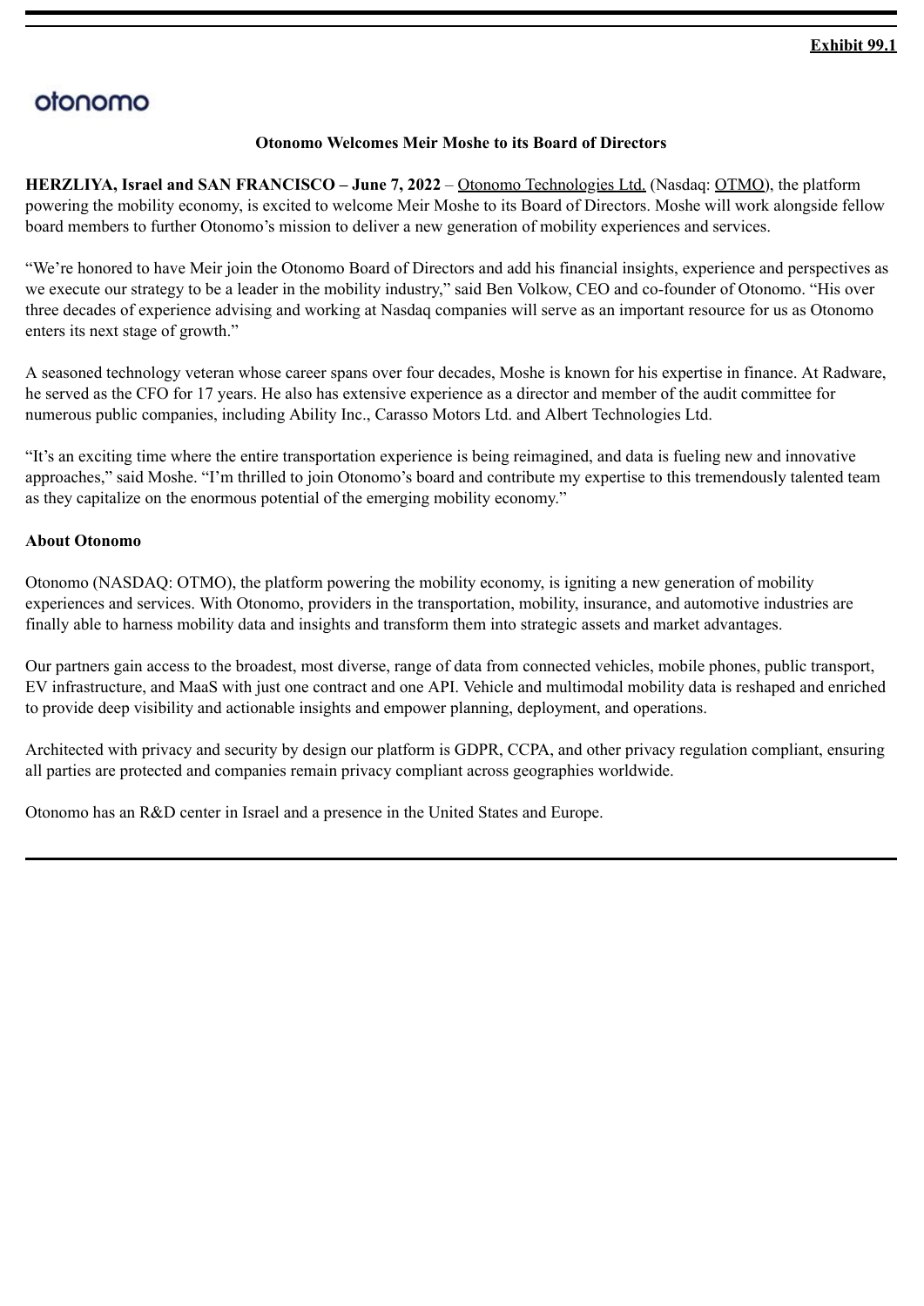**Exhibit 99.1**

otonomo

**Otonomo Welcomes Meir Moshe to its Board of Directors**

**HERZLIYA, Israel and SAN FRANCISCO – June 7, 2022** – Otonomo Technologies Ltd. (Nasdaq: OTMO), the platform powering the mobility economy, is excited to welcome Meir Moshe to its Board of Directors. Moshe will work alongside fellow board members to further Otonomo's mission to deliver a new generation of mobility experiences and services.

"We're honored to have Meir join the Otonomo Board of Directors and add his financial insights, experience and perspectives as we execute our strategy to be a leader in the mobility industry," said Ben Volkow, CEO and co-founder of Otonomo. "His over three decades of experience advising and working at Nasdaq companies will serve as an important resource for us as Otonomo enters its next stage of growth."

A seasoned technology veteran whose career spans over four decades, Moshe is known for his expertise in finance. At Radware, he served as the CFO for 17 years. He also has extensive experience as a director and member of the audit committee for numerous public companies, including Ability Inc., Carasso Motors Ltd. and Albert Technologies Ltd.

"It's an exciting time where the entire transportation experience is being reimagined, and data is fueling new and innovative approaches," said Moshe. "I'm thrilled to join Otonomo's board and contribute my expertise to this tremendously talented team as they capitalize on the enormous potential of the emerging mobility economy."

**About Otonomo**

Otonomo (NASDAQ: OTMO), the platform powering the mobility economy, is igniting a new generation of mobility experiences and services. With Otonomo, providers in the transportation, mobility, insurance, and automotive industries are finally able to harness mobility data and insights and transform them into strategic assets and market advantages.

Our partners gain access to the broadest, most diverse, range of data from connected vehicles, mobile phones, public transport, EV infrastructure, and MaaS with just one contract and one API. Vehicle and multimodal mobility data is reshaped and enriched to provide deep visibility and actionable insights and empower planning, deployment, and operations.

Architected with privacy and security by design our platform is GDPR, CCPA, and other privacy regulation compliant, ensuring all parties are protected and companies remain privacy compliant across geographies worldwide.

Otonomo has an R&D center in Israel and a presence in the United States and Europe.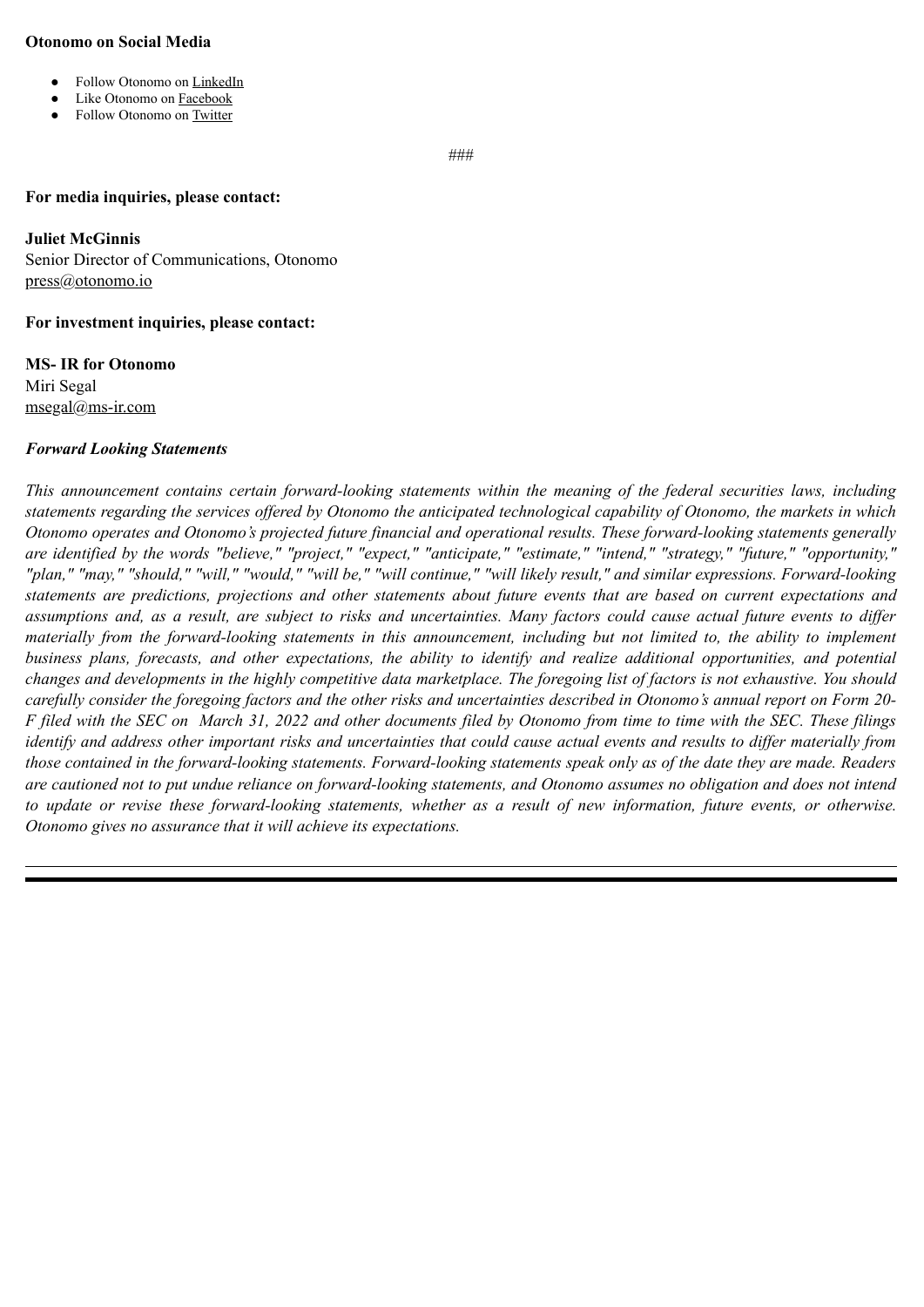**Otonomo on Social Media**

- Follow Otonomo on LinkedIn
- Like Otonomo on Facebook
- Follow Otonomo on Twitter

###

**For media inquiries, please contact:**

**Juliet McGinnis**
Senior Director of Communications, Otonomo
press@otonomo.io

**For investment inquiries, please contact:**

**MS- IR for Otonomo**
Miri Segal
msegal@ms-ir.com

***Forward Looking Statements***

*This announcement contains certain forward-looking statements within the meaning of the federal securities laws, including statements regarding the services offered by Otonomo the anticipated technological capability of Otonomo, the markets in which Otonomo operates and Otonomo's projected future financial and operational results. These forward-looking statements generally are identified by the words "believe," "project," "expect," "anticipate," "estimate," "intend," "strategy," "future," "opportunity," "plan," "may," "should," "will," "would," "will be," "will continue," "will likely result," and similar expressions. Forward-looking statements are predictions, projections and other statements about future events that are based on current expectations and assumptions and, as a result, are subject to risks and uncertainties. Many factors could cause actual future events to differ materially from the forward-looking statements in this announcement, including but not limited to, the ability to implement business plans, forecasts, and other expectations, the ability to identify and realize additional opportunities, and potential changes and developments in the highly competitive data marketplace. The foregoing list of factors is not exhaustive. You should carefully consider the foregoing factors and the other risks and uncertainties described in Otonomo's annual report on Form 20-F filed with the SEC on March 31, 2022 and other documents filed by Otonomo from time to time with the SEC. These filings identify and address other important risks and uncertainties that could cause actual events and results to differ materially from those contained in the forward-looking statements. Forward-looking statements speak only as of the date they are made. Readers are cautioned not to put undue reliance on forward-looking statements, and Otonomo assumes no obligation and does not intend to update or revise these forward-looking statements, whether as a result of new information, future events, or otherwise. Otonomo gives no assurance that it will achieve its expectations.*